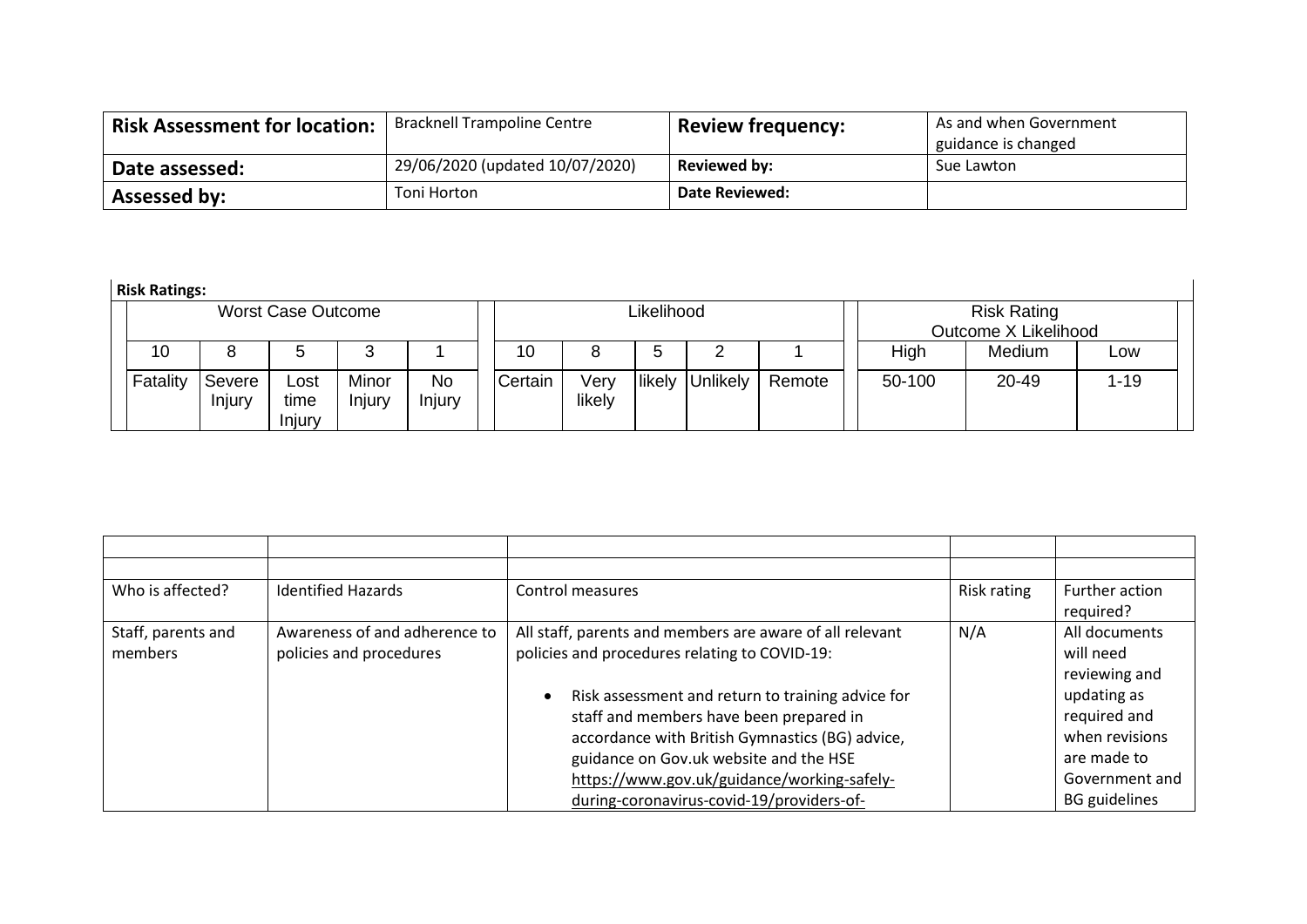| Risk Assessment for location: | Bracknell Trampoline Centre | Review frequency: | As and when Government guidance is changed |
|---|---|---|---|
| Date assessed: | 29/06/2020 (updated 10/07/2020) | Reviewed by: | Sue Lawton |
| Assessed by: | Toni Horton | Date Reviewed: | |

**Risk Ratings:**

| Worst Case Outcome | | | | | Likelihood | | | | | Risk Rating Outcome X Likelihood | | |
|---|---|---|---|---|---|---|---|---|---|---|---|---|
| 10 | 8 | 5 | 3 | 1 | 10 | 8 | 5 | 2 | 1 | High | Medium | Low |
| Fatality | Severe Injury | Lost time Injury | Minor Injury | No Injury | Certain | Very likely | likely | Unlikely | Remote | 50-100 | 20-49 | 1-19 |

| | | | | |
|---|---|---|---|---|
| | | | | |
| Who is affected? | Identified Hazards | Control measures | Risk rating | Further action required? |
| Staff, parents and members | Awareness of and adherence to policies and procedures | All staff, parents and members are aware of all relevant policies and procedures relating to COVID-19:<br><br>• Risk assessment and return to training advice for staff and members have been prepared in accordance with British Gymnastics (BG) advice, guidance on Gov.uk website and the HSE https://www.gov.uk/guidance/working-safely-during-coronavirus-covid-19/providers-of- | N/A | All documents will need reviewing and updating as required and when revisions are made to Government and BG guidelines |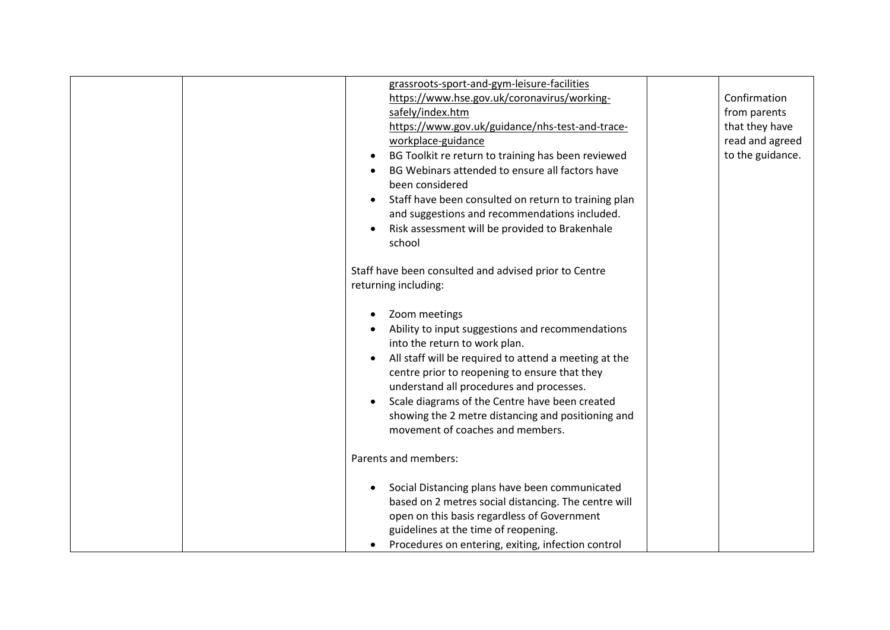| | | | | |
|---|---|---|---|---|
| | | grassroots-sport-and-gym-leisure-facilities<br>https://www.hse.gov.uk/coronavirus/working-safely/index.htm<br>https://www.gov.uk/guidance/nhs-test-and-trace-workplace-guidance<br>• BG Toolkit re return to training has been reviewed<br>• BG Webinars attended to ensure all factors have been considered<br>• Staff have been consulted on return to training plan and suggestions and recommendations included.<br>• Risk assessment will be provided to Brakenhale school<br><br>Staff have been consulted and advised prior to Centre returning including:<br><br>• Zoom meetings<br>• Ability to input suggestions and recommendations into the return to work plan.<br>• All staff will be required to attend a meeting at the centre prior to reopening to ensure that they understand all procedures and processes.<br>• Scale diagrams of the Centre have been created showing the 2 metre distancing and positioning and movement of coaches and members.<br><br>Parents and members:<br><br>• Social Distancing plans have been communicated based on 2 metres social distancing. The centre will open on this basis regardless of Government guidelines at the time of reopening.<br>• Procedures on entering, exiting, infection control | | Confirmation from parents that they have read and agreed to the guidance. |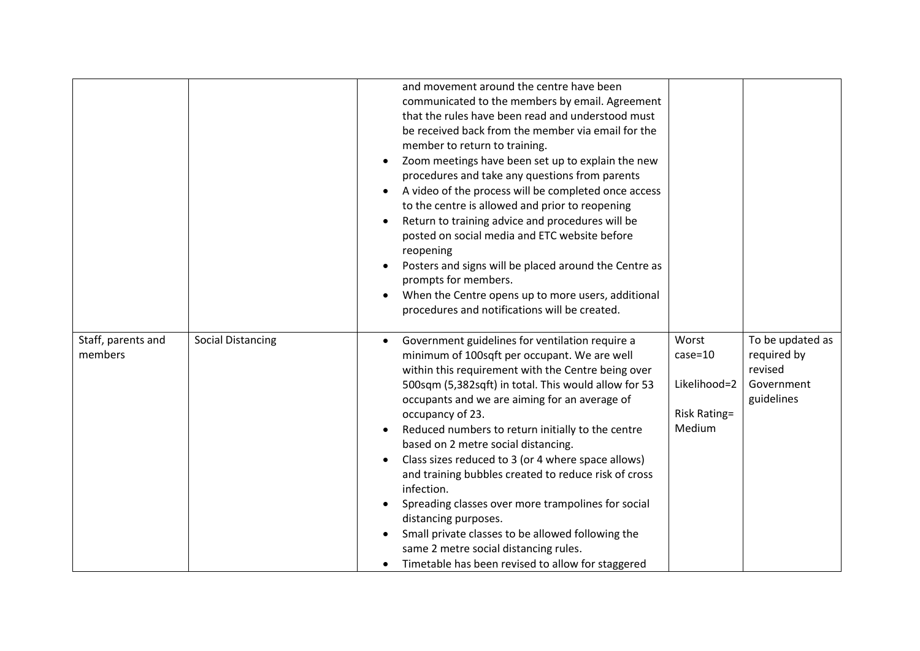| | | | | |
|---|---|---|---|---|
| | | and movement around the centre have been communicated to the members by email. Agreement that the rules have been read and understood must be received back from the member via email for the member to return to training.<br>• Zoom meetings have been set up to explain the new procedures and take any questions from parents<br>• A video of the process will be completed once access to the centre is allowed and prior to reopening<br>• Return to training advice and procedures will be posted on social media and ETC website before reopening<br>• Posters and signs will be placed around the Centre as prompts for members.<br>• When the Centre opens up to more users, additional procedures and notifications will be created. | | |
| Staff, parents and members | Social Distancing | • Government guidelines for ventilation require a minimum of 100sqft per occupant. We are well within this requirement with the Centre being over 500sqm (5,382sqft) in total. This would allow for 53 occupants and we are aiming for an average of occupancy of 23.<br>• Reduced numbers to return initially to the centre based on 2 metre social distancing.<br>• Class sizes reduced to 3 (or 4 where space allows) and training bubbles created to reduce risk of cross infection.<br>• Spreading classes over more trampolines for social distancing purposes.<br>• Small private classes to be allowed following the same 2 metre social distancing rules.<br>• Timetable has been revised to allow for staggered | Worst case=10<br><br>Likelihood=2<br><br>Risk Rating= Medium | To be updated as required by revised Government guidelines |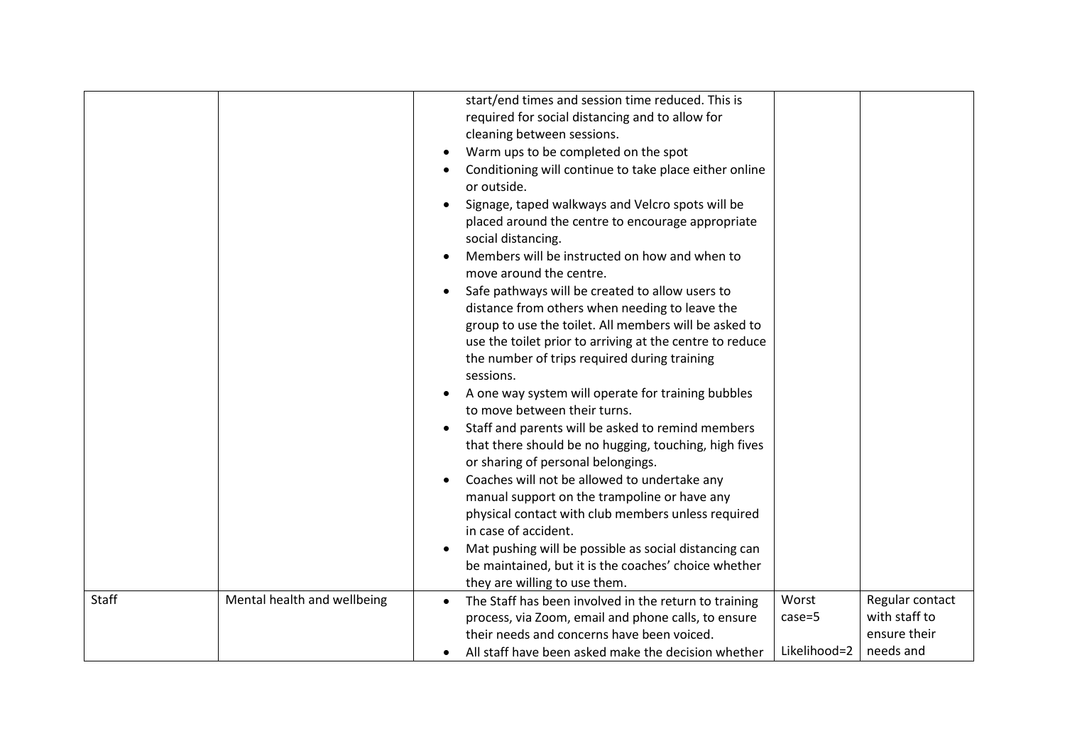| | | | | |
|---|---|---|---|---|
| | | start/end times and session time reduced. This is required for social distancing and to allow for cleaning between sessions.<br>• Warm ups to be completed on the spot<br>• Conditioning will continue to take place either online or outside.<br>• Signage, taped walkways and Velcro spots will be placed around the centre to encourage appropriate social distancing.<br>• Members will be instructed on how and when to move around the centre.<br>• Safe pathways will be created to allow users to distance from others when needing to leave the group to use the toilet. All members will be asked to use the toilet prior to arriving at the centre to reduce the number of trips required during training sessions.<br>• A one way system will operate for training bubbles to move between their turns.<br>• Staff and parents will be asked to remind members that there should be no hugging, touching, high fives or sharing of personal belongings.<br>• Coaches will not be allowed to undertake any manual support on the trampoline or have any physical contact with club members unless required in case of accident.<br>• Mat pushing will be possible as social distancing can be maintained, but it is the coaches' choice whether they are willing to use them. | | |
| Staff | Mental health and wellbeing | • The Staff has been involved in the return to training process, via Zoom, email and phone calls, to ensure their needs and concerns have been voiced.<br>• All staff have been asked make the decision whether | Worst case=5<br><br>Likelihood=2 | Regular contact with staff to ensure their needs and |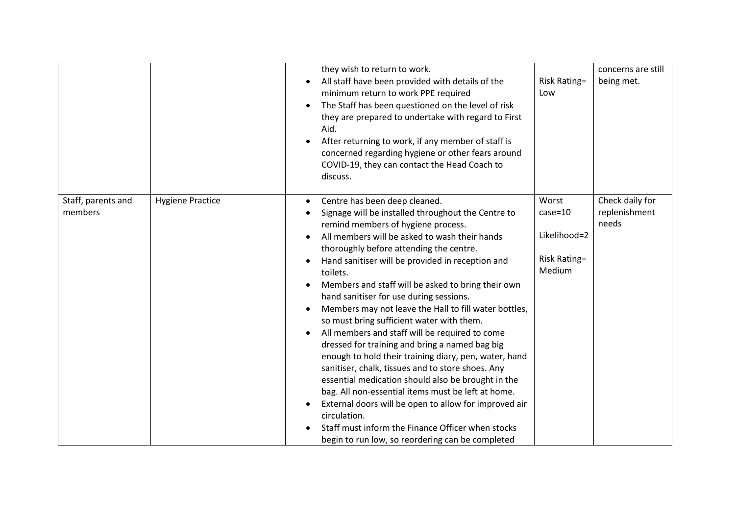| | | | | |
|---|---|---|---|---|
| | | they wish to return to work.<br>• All staff have been provided with details of the minimum return to work PPE required<br>• The Staff has been questioned on the level of risk they are prepared to undertake with regard to First Aid.<br>• After returning to work, if any member of staff is concerned regarding hygiene or other fears around COVID-19, they can contact the Head Coach to discuss. | Risk Rating= Low | concerns are still being met. |
| Staff, parents and members | Hygiene Practice | • Centre has been deep cleaned.<br>• Signage will be installed throughout the Centre to remind members of hygiene process.<br>• All members will be asked to wash their hands thoroughly before attending the centre.<br>• Hand sanitiser will be provided in reception and toilets.<br>• Members and staff will be asked to bring their own hand sanitiser for use during sessions.<br>• Members may not leave the Hall to fill water bottles, so must bring sufficient water with them.<br>• All members and staff will be required to come dressed for training and bring a named bag big enough to hold their training diary, pen, water, hand sanitiser, chalk, tissues and to store shoes. Any essential medication should also be brought in the bag. All non-essential items must be left at home.<br>• External doors will be open to allow for improved air circulation.<br>• Staff must inform the Finance Officer when stocks begin to run low, so reordering can be completed | Worst case=10<br><br>Likelihood=2<br><br>Risk Rating= Medium | Check daily for replenishment needs |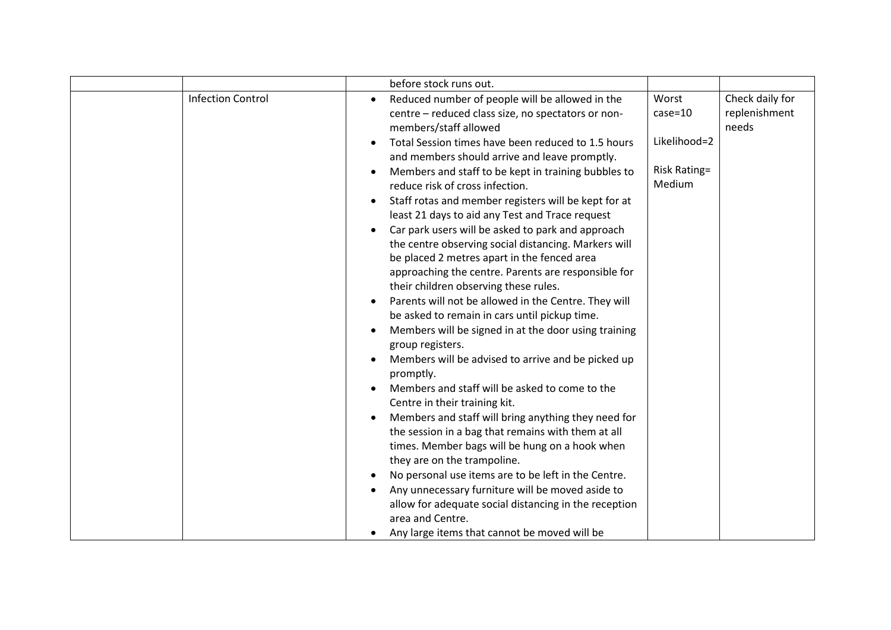| | | | | |
|---|---|---|---|---|
| | | before stock runs out. | | |
| | Infection Control | • Reduced number of people will be allowed in the centre – reduced class size, no spectators or non-members/staff allowed<br>• Total Session times have been reduced to 1.5 hours and members should arrive and leave promptly.<br>• Members and staff to be kept in training bubbles to reduce risk of cross infection.<br>• Staff rotas and member registers will be kept for at least 21 days to aid any Test and Trace request<br>• Car park users will be asked to park and approach the centre observing social distancing. Markers will be placed 2 metres apart in the fenced area approaching the centre. Parents are responsible for their children observing these rules.<br>• Parents will not be allowed in the Centre. They will be asked to remain in cars until pickup time.<br>• Members will be signed in at the door using training group registers.<br>• Members will be advised to arrive and be picked up promptly.<br>• Members and staff will be asked to come to the Centre in their training kit.<br>• Members and staff will bring anything they need for the session in a bag that remains with them at all times. Member bags will be hung on a hook when they are on the trampoline.<br>• No personal use items are to be left in the Centre.<br>• Any unnecessary furniture will be moved aside to allow for adequate social distancing in the reception area and Centre.<br>• Any large items that cannot be moved will be | Worst case=10<br><br>Likelihood=2<br><br>Risk Rating= Medium | Check daily for replenishment needs |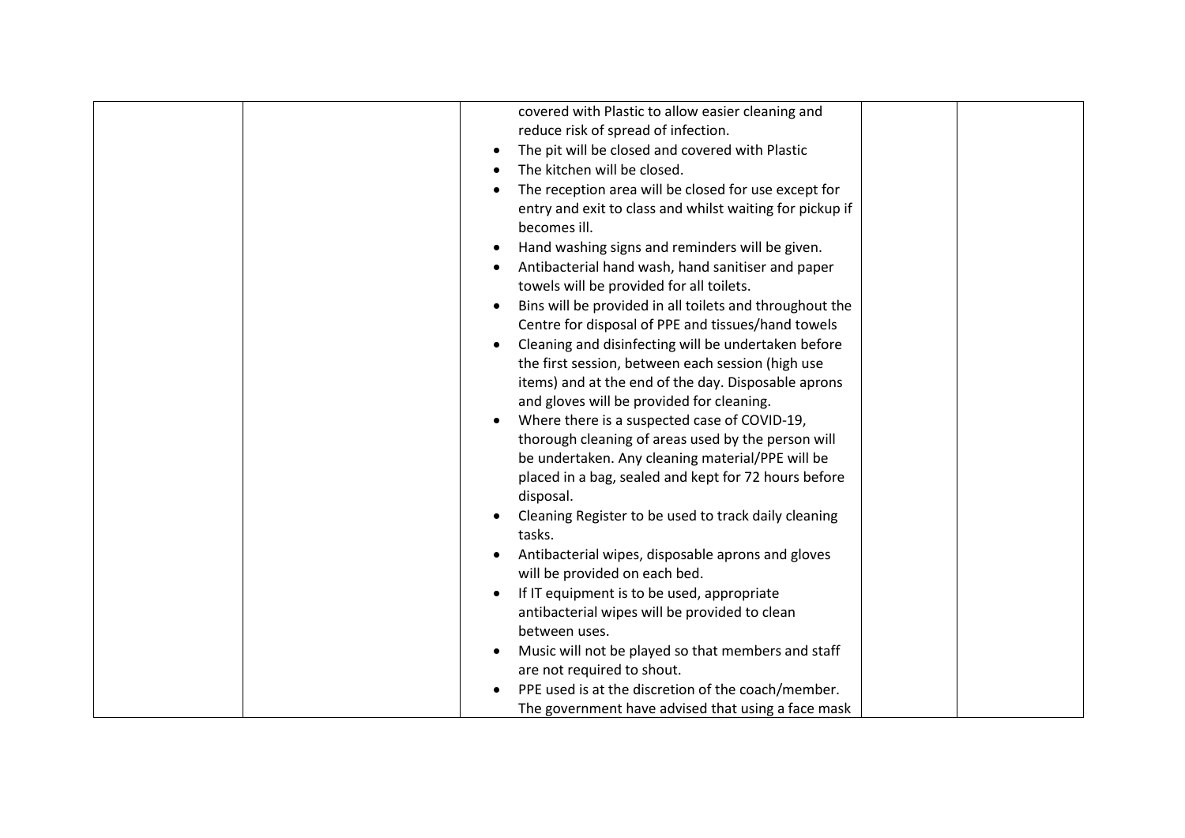| | | covered with Plastic to allow easier cleaning and reduce risk of spread of infection.<br>• The pit will be closed and covered with Plastic<br>• The kitchen will be closed.<br>• The reception area will be closed for use except for entry and exit to class and whilst waiting for pickup if becomes ill.<br>• Hand washing signs and reminders will be given.<br>• Antibacterial hand wash, hand sanitiser and paper towels will be provided for all toilets.<br>• Bins will be provided in all toilets and throughout the Centre for disposal of PPE and tissues/hand towels<br>• Cleaning and disinfecting will be undertaken before the first session, between each session (high use items) and at the end of the day. Disposable aprons and gloves will be provided for cleaning.<br>• Where there is a suspected case of COVID-19, thorough cleaning of areas used by the person will be undertaken. Any cleaning material/PPE will be placed in a bag, sealed and kept for 72 hours before disposal.<br>• Cleaning Register to be used to track daily cleaning tasks.<br>• Antibacterial wipes, disposable aprons and gloves will be provided on each bed.<br>• If IT equipment is to be used, appropriate antibacterial wipes will be provided to clean between uses.<br>• Music will not be played so that members and staff are not required to shout.<br>• PPE used is at the discretion of the coach/member. The government have advised that using a face mask | | |
|---|---|---|---|---|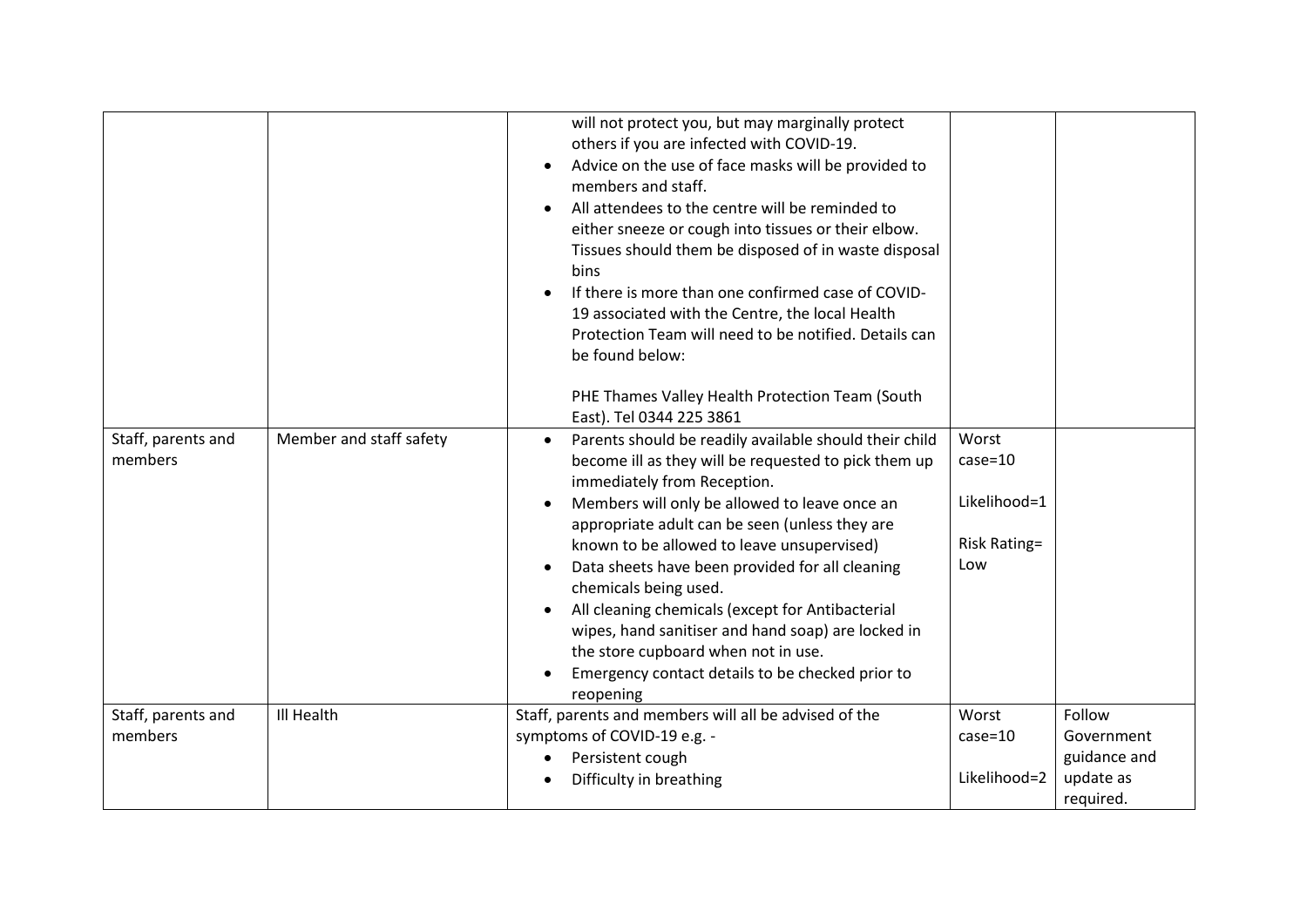| | | | | |
|---|---|---|---|---|
| | | will not protect you, but may marginally protect others if you are infected with COVID-19.<br>• Advice on the use of face masks will be provided to members and staff.<br>• All attendees to the centre will be reminded to either sneeze or cough into tissues or their elbow. Tissues should them be disposed of in waste disposal bins<br>• If there is more than one confirmed case of COVID-19 associated with the Centre, the local Health Protection Team will need to be notified. Details can be found below:<br><br>PHE Thames Valley Health Protection Team (South East). Tel 0344 225 3861 | | |
| Staff, parents and members | Member and staff safety | • Parents should be readily available should their child become ill as they will be requested to pick them up immediately from Reception.<br>• Members will only be allowed to leave once an appropriate adult can be seen (unless they are known to be allowed to leave unsupervised)<br>• Data sheets have been provided for all cleaning chemicals being used.<br>• All cleaning chemicals (except for Antibacterial wipes, hand sanitiser and hand soap) are locked in the store cupboard when not in use.<br>• Emergency contact details to be checked prior to reopening | Worst case=10<br><br>Likelihood=1<br><br>Risk Rating= Low | |
| Staff, parents and members | Ill Health | Staff, parents and members will all be advised of the symptoms of COVID-19 e.g. -<br>• Persistent cough<br>• Difficulty in breathing | Worst case=10<br><br>Likelihood=2 | Follow Government guidance and update as required. |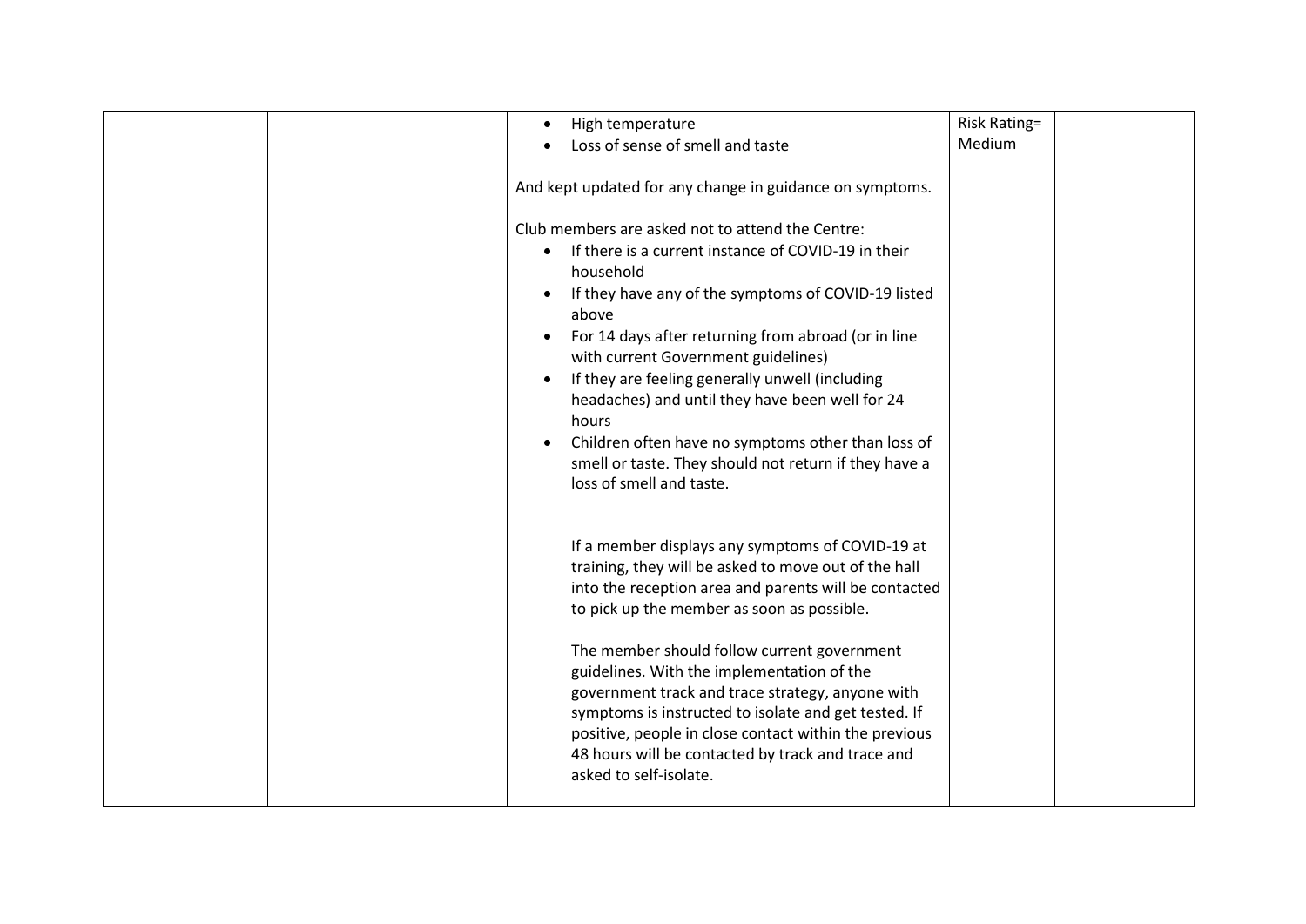|  |  | <ul><li>High temperature</li><li>Loss of sense of smell and taste</li></ul>And kept updated for any change in guidance on symptoms.<br><br>Club members are asked not to attend the Centre:<ul><li>If there is a current instance of COVID-19 in their household</li><li>If they have any of the symptoms of COVID-19 listed above</li><li>For 14 days after returning from abroad (or in line with current Government guidelines)</li><li>If they are feeling generally unwell (including headaches) and until they have been well for 24 hours</li><li>Children often have no symptoms other than loss of smell or taste. They should not return if they have a loss of smell and taste.</li></ul>If a member displays any symptoms of COVID-19 at training, they will be asked to move out of the hall into the reception area and parents will be contacted to pick up the member as soon as possible.<br><br>The member should follow current government guidelines. With the implementation of the government track and trace strategy, anyone with symptoms is instructed to isolate and get tested. If positive, people in close contact within the previous 48 hours will be contacted by track and trace and asked to self-isolate. | Risk Rating= Medium |  |
|---|---|---|---|---|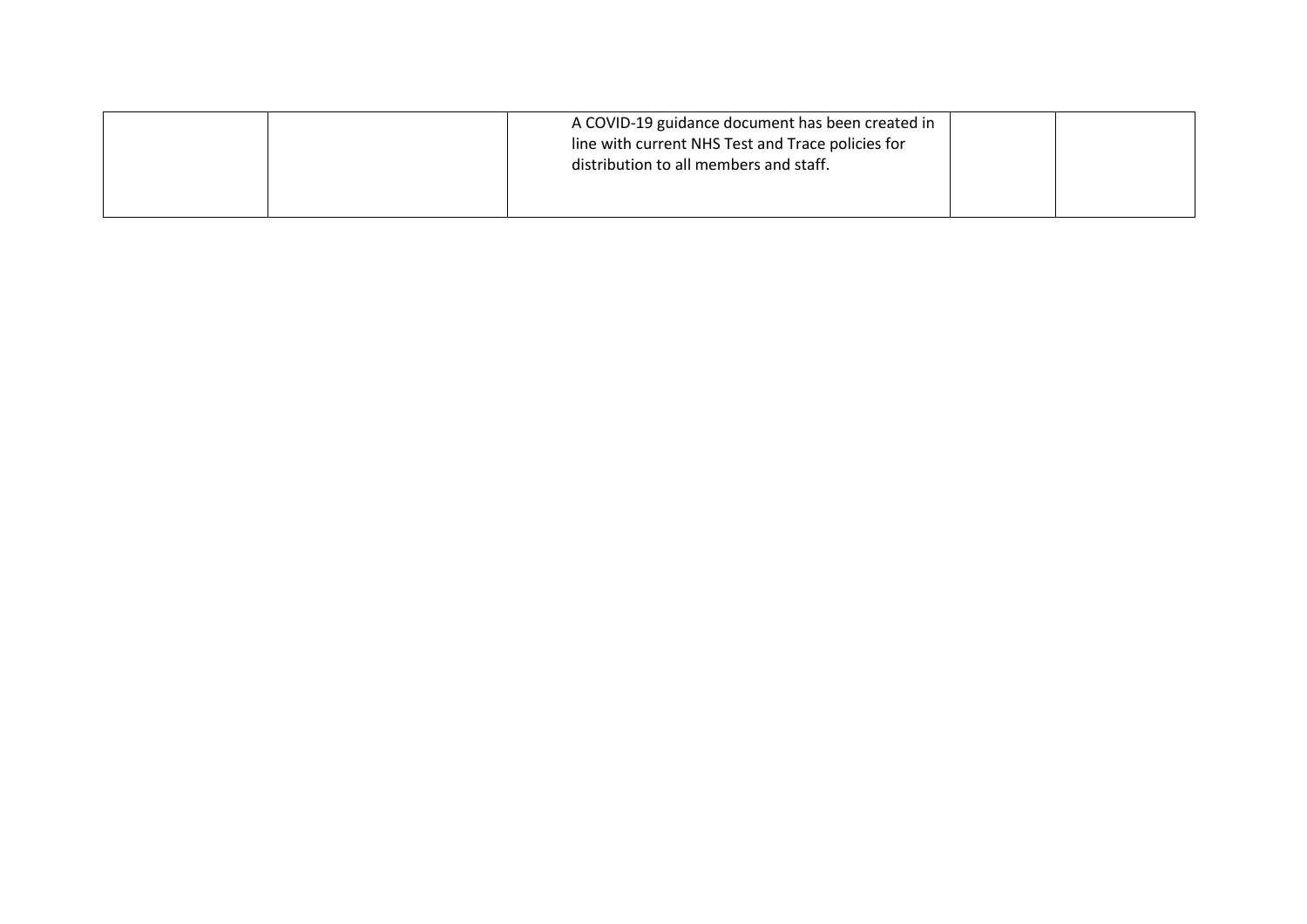| | | | | |
|---|---|---|---|---|
| | | A COVID-19 guidance document has been created in line with current NHS Test and Trace policies for distribution to all members and staff. | | |